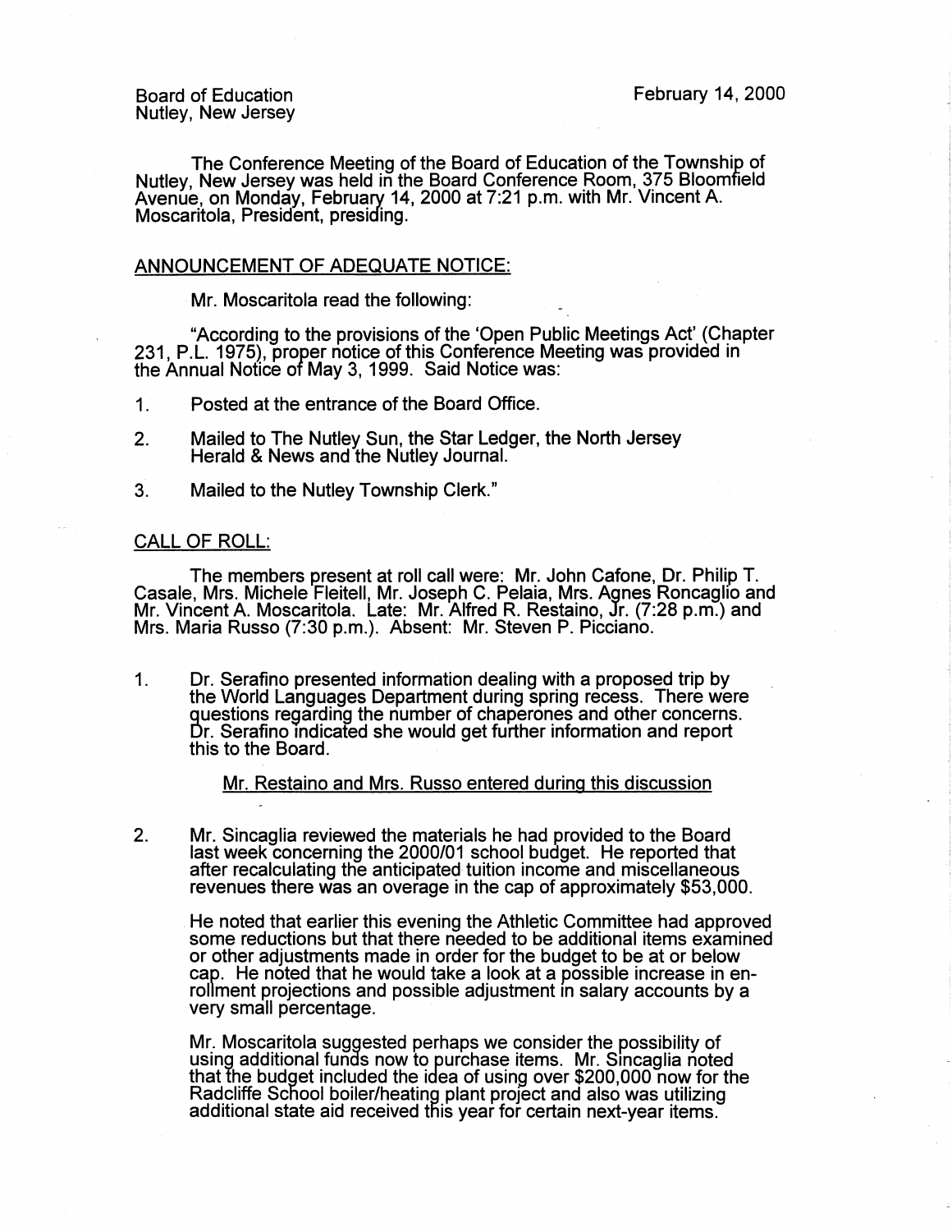Board of Education
Nutley, New Jersey

February 14, 2000

The Conference Meeting of the Board of Education of the Township of Nutley, New Jersey was held in the Board Conference Room, 375 Bloomfield Avenue, on Monday, February 14, 2000 at 7:21 p.m. with Mr. Vincent A. Moscaritola, President, presiding.

## ANNOUNCEMENT OF ADEQUATE NOTICE:

Mr. Moscaritola read the following:

"According to the provisions of the 'Open Public Meetings Act' (Chapter 231, P.L. 1975), proper notice of this Conference Meeting was provided in the Annual Notice of May 3, 1999. Said Notice was:

1. Posted at the entrance of the Board Office.
2. Mailed to The Nutley Sun, the Star Ledger, the North Jersey Herald & News and the Nutley Journal.
3. Mailed to the Nutley Township Clerk."

## CALL OF ROLL:

The members present at roll call were: Mr. John Cafone, Dr. Philip T. Casale, Mrs. Michele Fleitell, Mr. Joseph C. Pelaia, Mrs. Agnes Roncaglio and Mr. Vincent A. Moscaritola. Late: Mr. Alfred R. Restaino, Jr. (7:28 p.m.) and Mrs. Maria Russo (7:30 p.m.). Absent: Mr. Steven P. Picciano.

1. Dr. Serafino presented information dealing with a proposed trip by the World Languages Department during spring recess. There were questions regarding the number of chaperones and other concerns. Dr. Serafino indicated she would get further information and report this to the Board.

   Mr. Restaino and Mrs. Russo entered during this discussion

2. Mr. Sincaglia reviewed the materials he had provided to the Board last week concerning the 2000/01 school budget. He reported that after recalculating the anticipated tuition income and miscellaneous revenues there was an overage in the cap of approximately $53,000.

   He noted that earlier this evening the Athletic Committee had approved some reductions but that there needed to be additional items examined or other adjustments made in order for the budget to be at or below cap. He noted that he would take a look at a possible increase in enrollment projections and possible adjustment in salary accounts by a very small percentage.

   Mr. Moscaritola suggested perhaps we consider the possibility of using additional funds now to purchase items. Mr. Sincaglia noted that the budget included the idea of using over $200,000 now for the Radcliffe School boiler/heating plant project and also was utilizing additional state aid received this year for certain next-year items.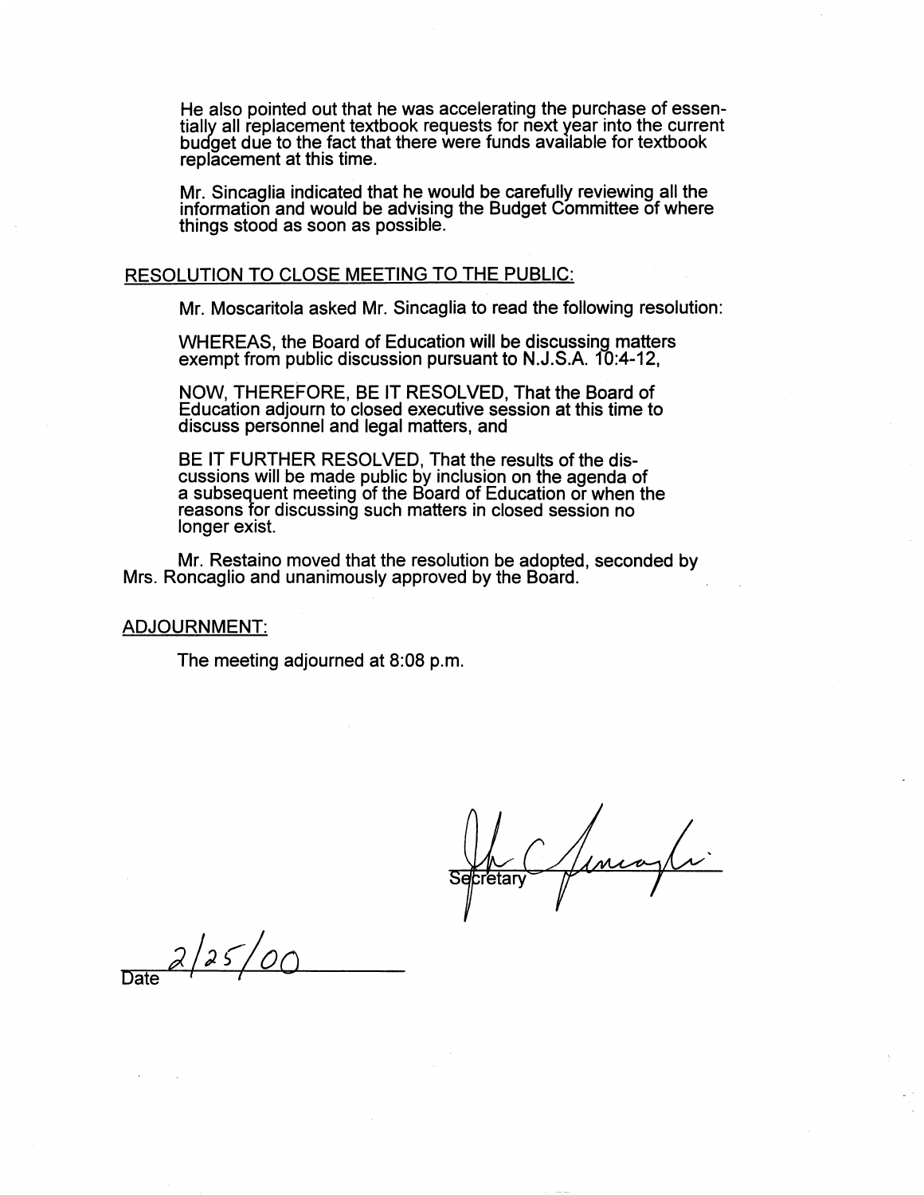He also pointed out that he was accelerating the purchase of essentially all replacement textbook requests for next year into the current budget due to the fact that there were funds available for textbook replacement at this time.

Mr. Sincaglia indicated that he would be carefully reviewing all the information and would be advising the Budget Committee of where things stood as soon as possible.

RESOLUTION TO CLOSE MEETING TO THE PUBLIC:

Mr. Moscaritola asked Mr. Sincaglia to read the following resolution:

WHEREAS, the Board of Education will be discussing matters exempt from public discussion pursuant to N.J.S.A. 10:4-12,

NOW, THEREFORE, BE IT RESOLVED, That the Board of Education adjourn to closed executive session at this time to discuss personnel and legal matters, and

BE IT FURTHER RESOLVED, That the results of the discussions will be made public by inclusion on the agenda of a subsequent meeting of the Board of Education or when the reasons for discussing such matters in closed session no longer exist.

Mr. Restaino moved that the resolution be adopted, seconded by Mrs. Roncaglio and unanimously approved by the Board.

ADJOURNMENT:

The meeting adjourned at 8:08 p.m.

Secretary

Date 2/25/00